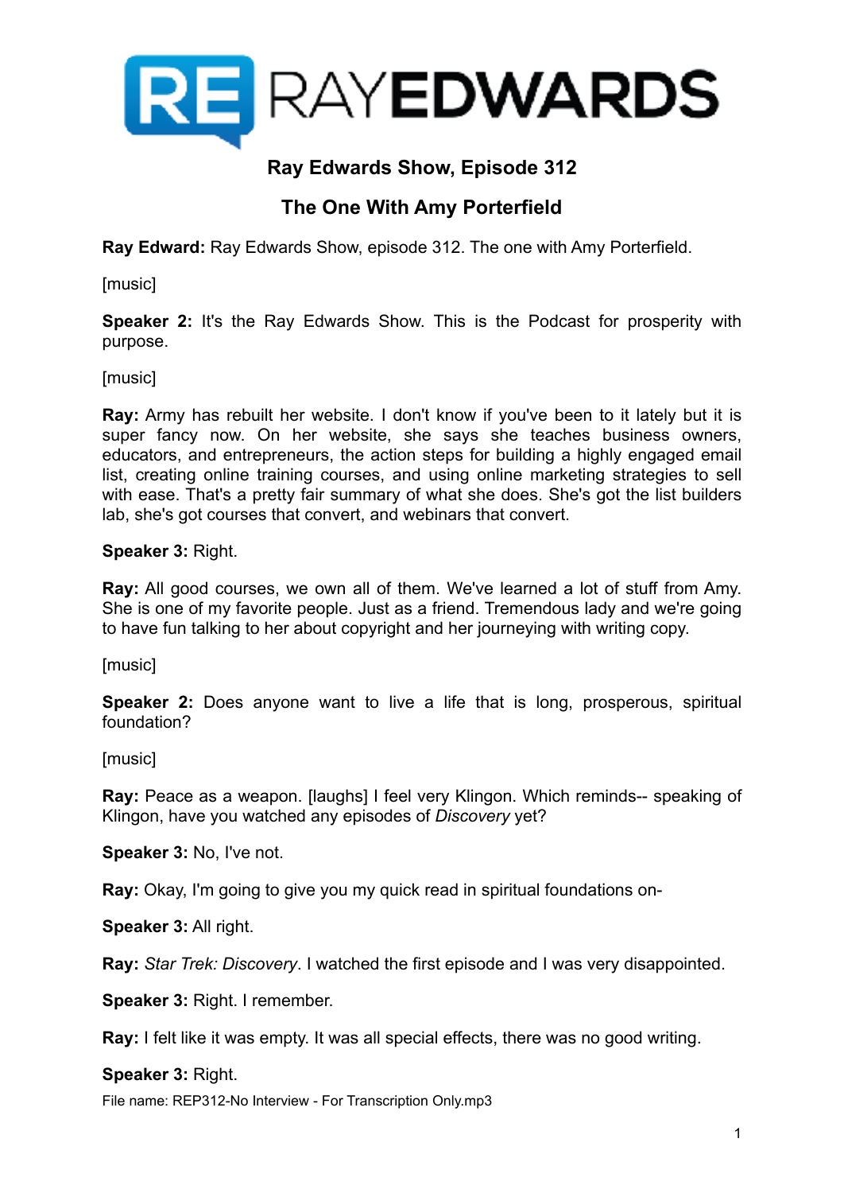## Ray Edwards Show, Episode 312

## The One With Amy Porterfield

**Ray Edward:** Ray Edwards Show, episode 312. The one with Amy Porterfield.

[music]

**Speaker 2:** It's the Ray Edwards Show. This is the Podcast for prosperity with purpose.

[music]

**Ray:** Army has rebuilt her website. I don't know if you've been to it lately but it is super fancy now. On her website, she says she teaches business owners, educators, and entrepreneurs, the action steps for building a highly engaged email list, creating online training courses, and using online marketing strategies to sell with ease. That's a pretty fair summary of what she does. She's got the list builders lab, she's got courses that convert, and webinars that convert.

**Speaker 3:** Right.

**Ray:** All good courses, we own all of them. We've learned a lot of stuff from Amy. She is one of my favorite people. Just as a friend. Tremendous lady and we're going to have fun talking to her about copyright and her journeying with writing copy.

[music]

**Speaker 2:** Does anyone want to live a life that is long, prosperous, spiritual foundation?

[music]

**Ray:** Peace as a weapon. [laughs] I feel very Klingon. Which reminds-- speaking of Klingon, have you watched any episodes of *Discovery* yet?

**Speaker 3:** No, I've not.

**Ray:** Okay, I'm going to give you my quick read in spiritual foundations on-

**Speaker 3:** All right.

**Ray:** *Star Trek: Discovery*. I watched the first episode and I was very disappointed.

**Speaker 3:** Right. I remember.

**Ray:** I felt like it was empty. It was all special effects, there was no good writing.

**Speaker 3:** Right.

File name: REP312-No Interview - For Transcription Only.mp3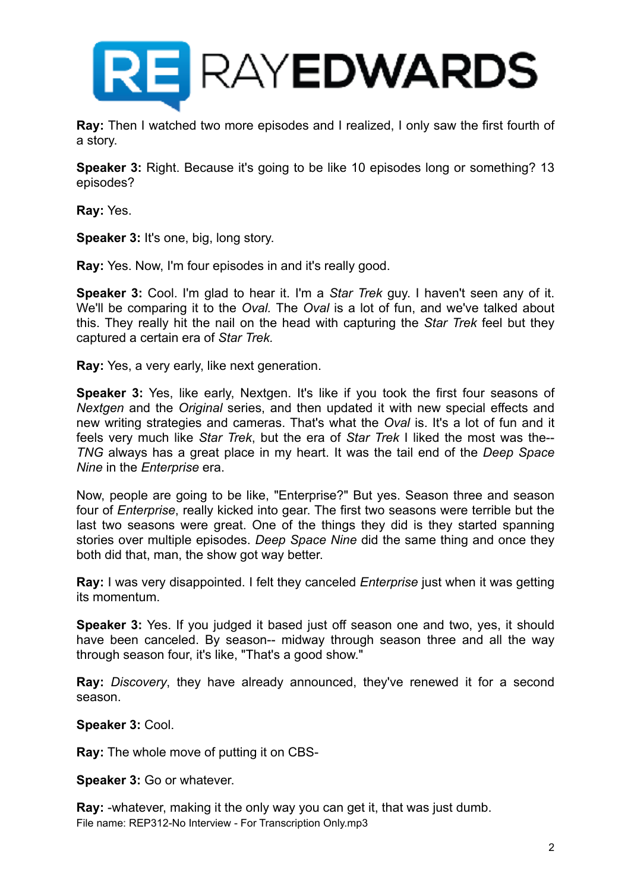**Ray:** Then I watched two more episodes and I realized, I only saw the first fourth of a story.

**Speaker 3:** Right. Because it's going to be like 10 episodes long or something? 13 episodes?

**Ray:** Yes.

**Speaker 3:** It's one, big, long story.

**Ray:** Yes. Now, I'm four episodes in and it's really good.

**Speaker 3:** Cool. I'm glad to hear it. I'm a *Star Trek* guy. I haven't seen any of it. We'll be comparing it to the *Oval*. The *Oval* is a lot of fun, and we've talked about this. They really hit the nail on the head with capturing the *Star Trek* feel but they captured a certain era of *Star Trek*.

**Ray:** Yes, a very early, like next generation.

**Speaker 3:** Yes, like early, Nextgen. It's like if you took the first four seasons of *Nextgen* and the *Original* series, and then updated it with new special effects and new writing strategies and cameras. That's what the *Oval* is. It's a lot of fun and it feels very much like *Star Trek*, but the era of *Star Trek* I liked the most was the-- *TNG* always has a great place in my heart. It was the tail end of the *Deep Space Nine* in the *Enterprise* era.

Now, people are going to be like, "Enterprise?" But yes. Season three and season four of *Enterprise*, really kicked into gear. The first two seasons were terrible but the last two seasons were great. One of the things they did is they started spanning stories over multiple episodes. *Deep Space Nine* did the same thing and once they both did that, man, the show got way better.

**Ray:** I was very disappointed. I felt they canceled *Enterprise* just when it was getting its momentum.

**Speaker 3:** Yes. If you judged it based just off season one and two, yes, it should have been canceled. By season-- midway through season three and all the way through season four, it's like, "That's a good show."

**Ray:** *Discovery*, they have already announced, they've renewed it for a second season.

**Speaker 3:** Cool.

**Ray:** The whole move of putting it on CBS-

**Speaker 3:** Go or whatever.

**Ray:** -whatever, making it the only way you can get it, that was just dumb.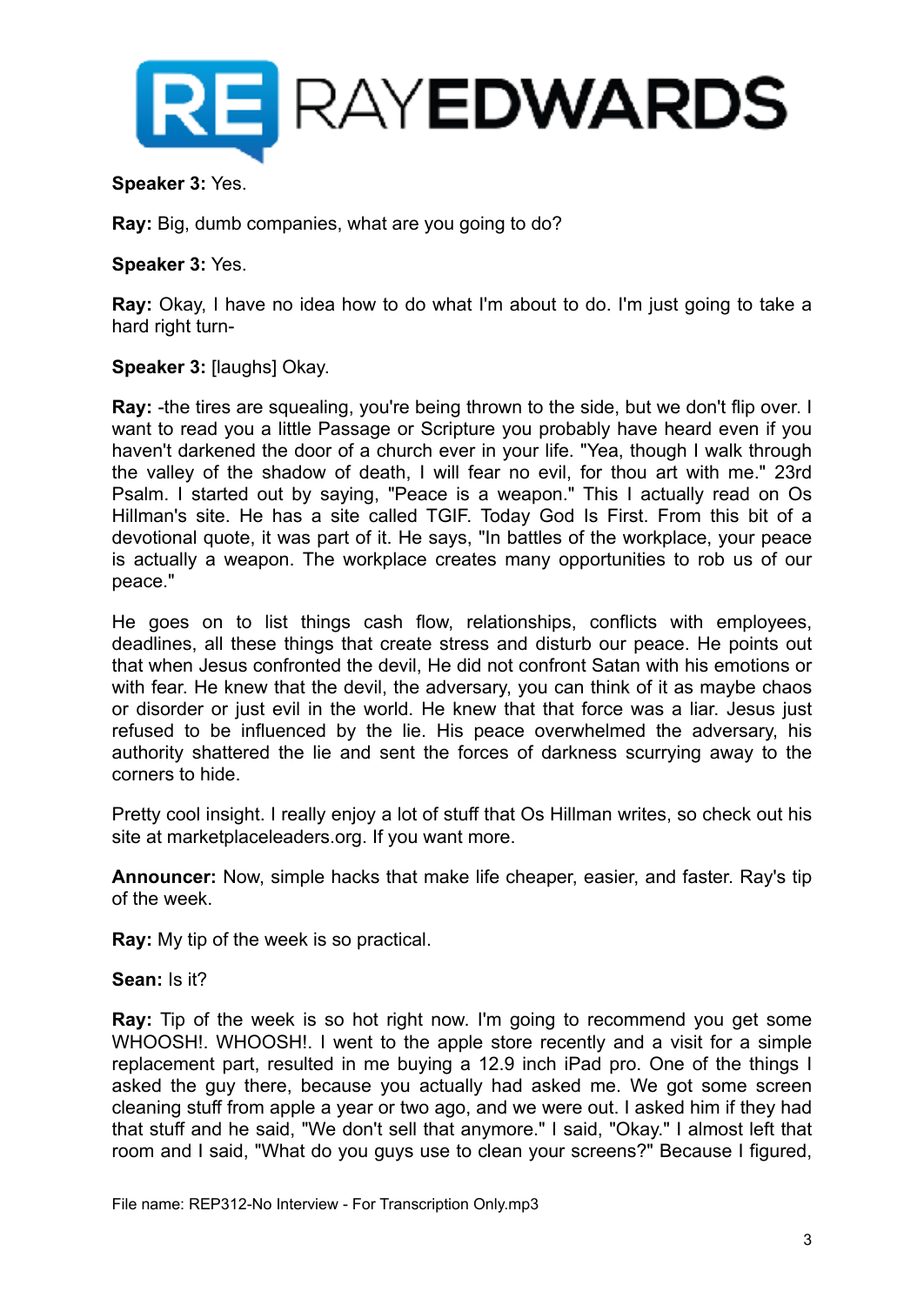**Speaker 3:** Yes.

**Ray:** Big, dumb companies, what are you going to do?

**Speaker 3:** Yes.

**Ray:** Okay, I have no idea how to do what I'm about to do. I'm just going to take a hard right turn-

**Speaker 3:** [laughs] Okay.

**Ray:** -the tires are squealing, you're being thrown to the side, but we don't flip over. I want to read you a little Passage or Scripture you probably have heard even if you haven't darkened the door of a church ever in your life. "Yea, though I walk through the valley of the shadow of death, I will fear no evil, for thou art with me." 23rd Psalm. I started out by saying, "Peace is a weapon." This I actually read on Os Hillman's site. He has a site called TGIF. Today God Is First. From this bit of a devotional quote, it was part of it. He says, "In battles of the workplace, your peace is actually a weapon. The workplace creates many opportunities to rob us of our peace."

He goes on to list things cash flow, relationships, conflicts with employees, deadlines, all these things that create stress and disturb our peace. He points out that when Jesus confronted the devil, He did not confront Satan with his emotions or with fear. He knew that the devil, the adversary, you can think of it as maybe chaos or disorder or just evil in the world. He knew that that force was a liar. Jesus just refused to be influenced by the lie. His peace overwhelmed the adversary, his authority shattered the lie and sent the forces of darkness scurrying away to the corners to hide.

Pretty cool insight. I really enjoy a lot of stuff that Os Hillman writes, so check out his site at marketplaceleaders.org. If you want more.

**Announcer:** Now, simple hacks that make life cheaper, easier, and faster. Ray's tip of the week.

**Ray:** My tip of the week is so practical.

**Sean:** Is it?

**Ray:** Tip of the week is so hot right now. I'm going to recommend you get some WHOOSH!. WHOOSH!. I went to the apple store recently and a visit for a simple replacement part, resulted in me buying a 12.9 inch iPad pro. One of the things I asked the guy there, because you actually had asked me. We got some screen cleaning stuff from apple a year or two ago, and we were out. I asked him if they had that stuff and he said, "We don't sell that anymore." I said, "Okay." I almost left that room and I said, "What do you guys use to clean your screens?" Because I figured,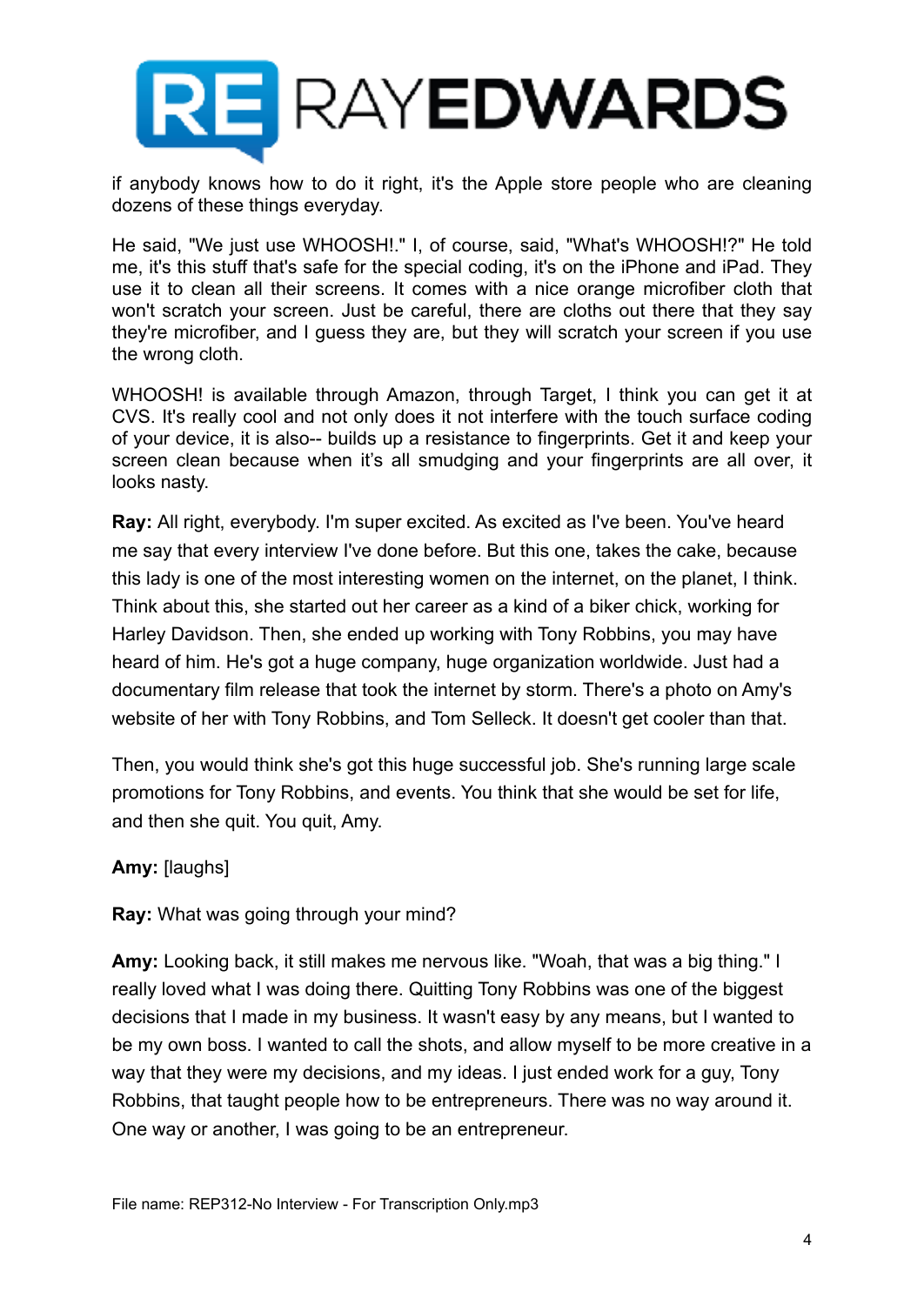if anybody knows how to do it right, it's the Apple store people who are cleaning dozens of these things everyday.

He said, "We just use WHOOSH!." I, of course, said, "What's WHOOSH!?" He told me, it's this stuff that's safe for the special coding, it's on the iPhone and iPad. They use it to clean all their screens. It comes with a nice orange microfiber cloth that won't scratch your screen. Just be careful, there are cloths out there that they say they're microfiber, and I guess they are, but they will scratch your screen if you use the wrong cloth.

WHOOSH! is available through Amazon, through Target, I think you can get it at CVS. It's really cool and not only does it not interfere with the touch surface coding of your device, it is also-- builds up a resistance to fingerprints. Get it and keep your screen clean because when it's all smudging and your fingerprints are all over, it looks nasty.

**Ray:** All right, everybody. I'm super excited. As excited as I've been. You've heard me say that every interview I've done before. But this one, takes the cake, because this lady is one of the most interesting women on the internet, on the planet, I think. Think about this, she started out her career as a kind of a biker chick, working for Harley Davidson. Then, she ended up working with Tony Robbins, you may have heard of him. He's got a huge company, huge organization worldwide. Just had a documentary film release that took the internet by storm. There's a photo on Amy's website of her with Tony Robbins, and Tom Selleck. It doesn't get cooler than that.

Then, you would think she's got this huge successful job. She's running large scale promotions for Tony Robbins, and events. You think that she would be set for life, and then she quit. You quit, Amy.

**Amy:** [laughs]

**Ray:** What was going through your mind?

**Amy:** Looking back, it still makes me nervous like. "Woah, that was a big thing." I really loved what I was doing there. Quitting Tony Robbins was one of the biggest decisions that I made in my business. It wasn't easy by any means, but I wanted to be my own boss. I wanted to call the shots, and allow myself to be more creative in a way that they were my decisions, and my ideas. I just ended work for a guy, Tony Robbins, that taught people how to be entrepreneurs. There was no way around it. One way or another, I was going to be an entrepreneur.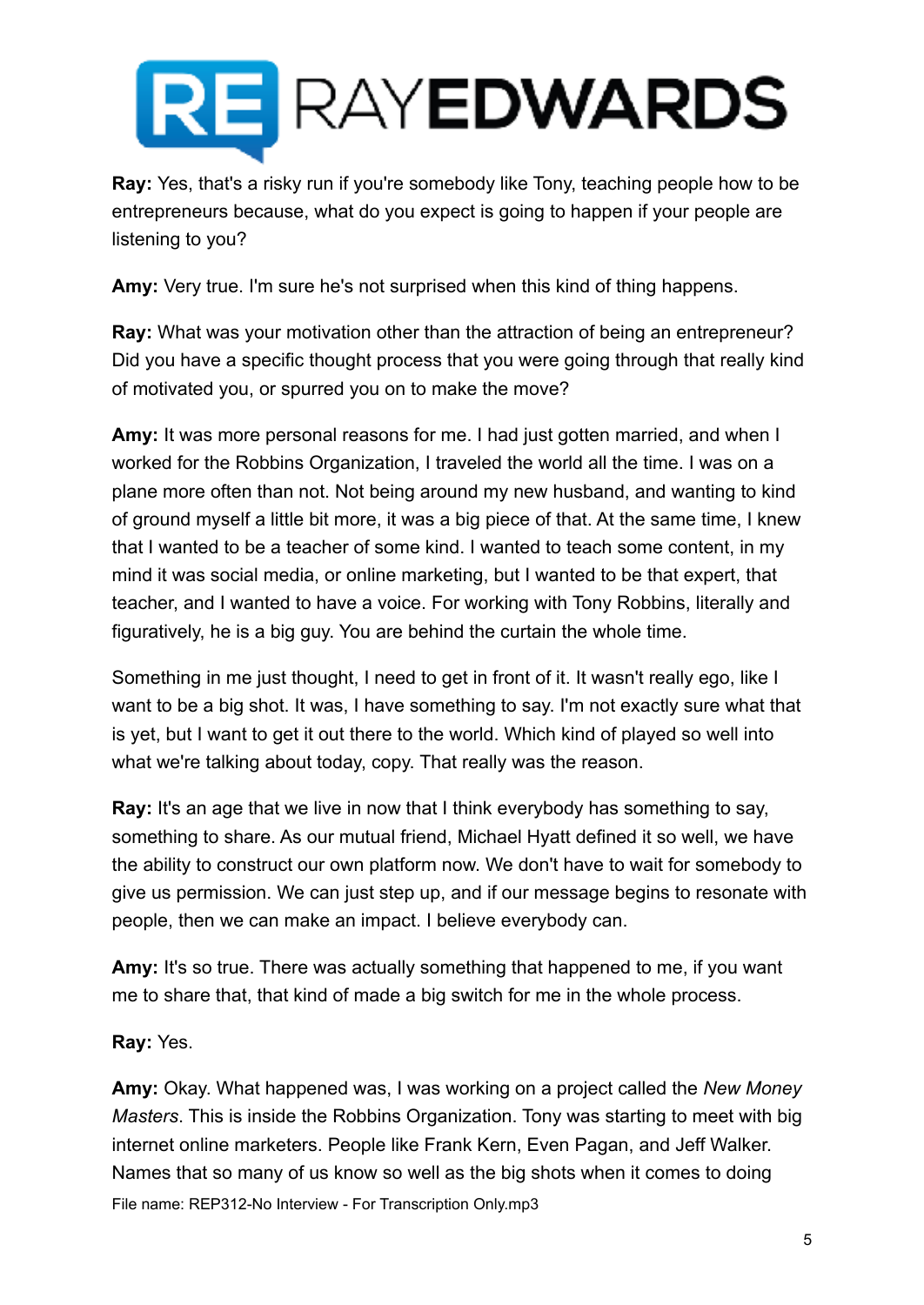**Ray:** Yes, that's a risky run if you're somebody like Tony, teaching people how to be entrepreneurs because, what do you expect is going to happen if your people are listening to you?

**Amy:** Very true. I'm sure he's not surprised when this kind of thing happens.

**Ray:** What was your motivation other than the attraction of being an entrepreneur? Did you have a specific thought process that you were going through that really kind of motivated you, or spurred you on to make the move?

**Amy:** It was more personal reasons for me. I had just gotten married, and when I worked for the Robbins Organization, I traveled the world all the time. I was on a plane more often than not. Not being around my new husband, and wanting to kind of ground myself a little bit more, it was a big piece of that. At the same time, I knew that I wanted to be a teacher of some kind. I wanted to teach some content, in my mind it was social media, or online marketing, but I wanted to be that expert, that teacher, and I wanted to have a voice. For working with Tony Robbins, literally and figuratively, he is a big guy. You are behind the curtain the whole time.

Something in me just thought, I need to get in front of it. It wasn't really ego, like I want to be a big shot. It was, I have something to say. I'm not exactly sure what that is yet, but I want to get it out there to the world. Which kind of played so well into what we're talking about today, copy. That really was the reason.

**Ray:** It's an age that we live in now that I think everybody has something to say, something to share. As our mutual friend, Michael Hyatt defined it so well, we have the ability to construct our own platform now. We don't have to wait for somebody to give us permission. We can just step up, and if our message begins to resonate with people, then we can make an impact. I believe everybody can.

**Amy:** It's so true. There was actually something that happened to me, if you want me to share that, that kind of made a big switch for me in the whole process.

**Ray:** Yes.

**Amy:** Okay. What happened was, I was working on a project called the *New Money Masters*. This is inside the Robbins Organization. Tony was starting to meet with big internet online marketers. People like Frank Kern, Even Pagan, and Jeff Walker. Names that so many of us know so well as the big shots when it comes to doing

File name: REP312-No Interview - For Transcription Only.mp3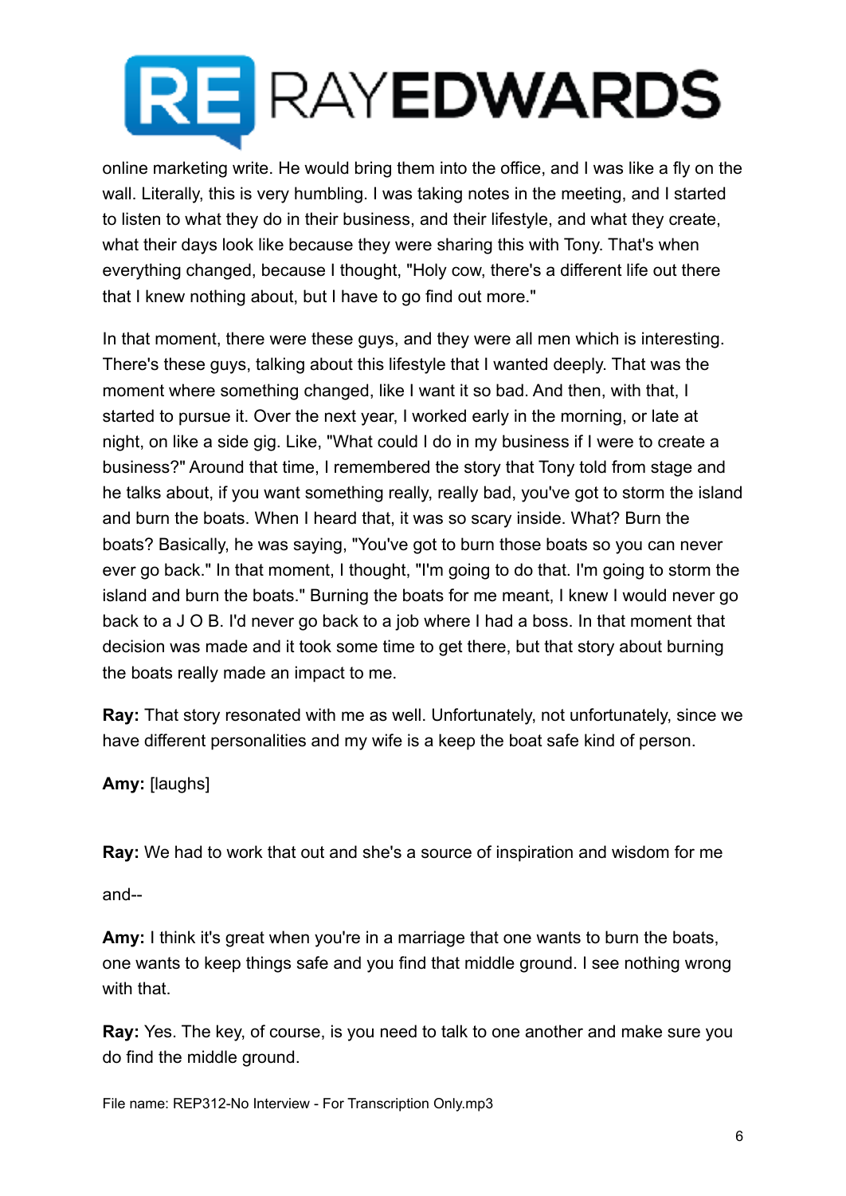online marketing write. He would bring them into the office, and I was like a fly on the wall. Literally, this is very humbling. I was taking notes in the meeting, and I started to listen to what they do in their business, and their lifestyle, and what they create, what their days look like because they were sharing this with Tony. That's when everything changed, because I thought, "Holy cow, there's a different life out there that I knew nothing about, but I have to go find out more."

In that moment, there were these guys, and they were all men which is interesting. There's these guys, talking about this lifestyle that I wanted deeply. That was the moment where something changed, like I want it so bad. And then, with that, I started to pursue it. Over the next year, I worked early in the morning, or late at night, on like a side gig. Like, "What could I do in my business if I were to create a business?" Around that time, I remembered the story that Tony told from stage and he talks about, if you want something really, really bad, you've got to storm the island and burn the boats. When I heard that, it was so scary inside. What? Burn the boats? Basically, he was saying, "You've got to burn those boats so you can never ever go back." In that moment, I thought, "I'm going to do that. I'm going to storm the island and burn the boats." Burning the boats for me meant, I knew I would never go back to a J O B. I'd never go back to a job where I had a boss. In that moment that decision was made and it took some time to get there, but that story about burning the boats really made an impact to me.

**Ray:** That story resonated with me as well. Unfortunately, not unfortunately, since we have different personalities and my wife is a keep the boat safe kind of person.

**Amy:** [laughs]

**Ray:** We had to work that out and she's a source of inspiration and wisdom for me

and--

**Amy:** I think it's great when you're in a marriage that one wants to burn the boats, one wants to keep things safe and you find that middle ground. I see nothing wrong with that.

**Ray:** Yes. The key, of course, is you need to talk to one another and make sure you do find the middle ground.

File name: REP312-No Interview - For Transcription Only.mp3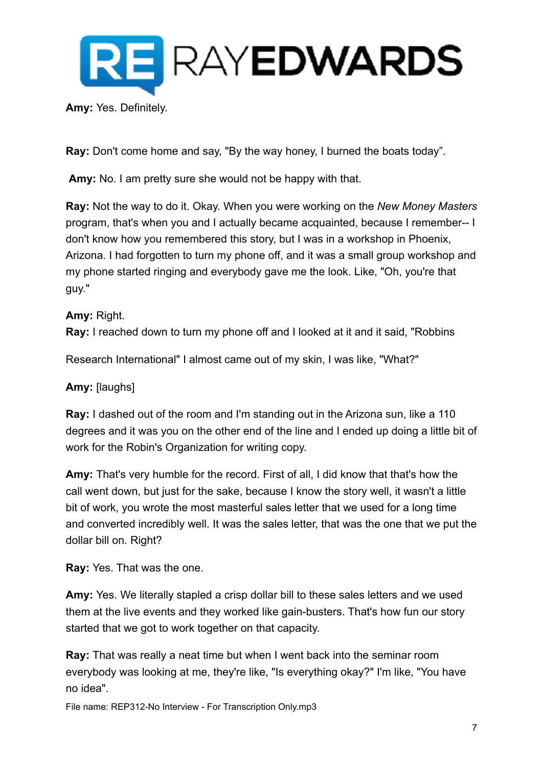**Amy:** Yes. Definitely.

**Ray:** Don't come home and say, "By the way honey, I burned the boats today".

**Amy:** No. I am pretty sure she would not be happy with that.

**Ray:** Not the way to do it. Okay. When you were working on the *New Money Masters* program, that's when you and I actually became acquainted, because I remember-- I don't know how you remembered this story, but I was in a workshop in Phoenix, Arizona. I had forgotten to turn my phone off, and it was a small group workshop and my phone started ringing and everybody gave me the look. Like, "Oh, you're that guy."

**Amy:** Right.

**Ray:** I reached down to turn my phone off and I looked at it and it said, "Robbins Research International" I almost came out of my skin, I was like, "What?"

**Amy:** [laughs]

**Ray:** I dashed out of the room and I'm standing out in the Arizona sun, like a 110 degrees and it was you on the other end of the line and I ended up doing a little bit of work for the Robin's Organization for writing copy.

**Amy:** That's very humble for the record. First of all, I did know that that's how the call went down, but just for the sake, because I know the story well, it wasn't a little bit of work, you wrote the most masterful sales letter that we used for a long time and converted incredibly well. It was the sales letter, that was the one that we put the dollar bill on. Right?

**Ray:** Yes. That was the one.

**Amy:** Yes. We literally stapled a crisp dollar bill to these sales letters and we used them at the live events and they worked like gain-busters. That's how fun our story started that we got to work together on that capacity.

**Ray:** That was really a neat time but when I went back into the seminar room everybody was looking at me, they're like, "Is everything okay?" I'm like, "You have no idea".

File name: REP312-No Interview - For Transcription Only.mp3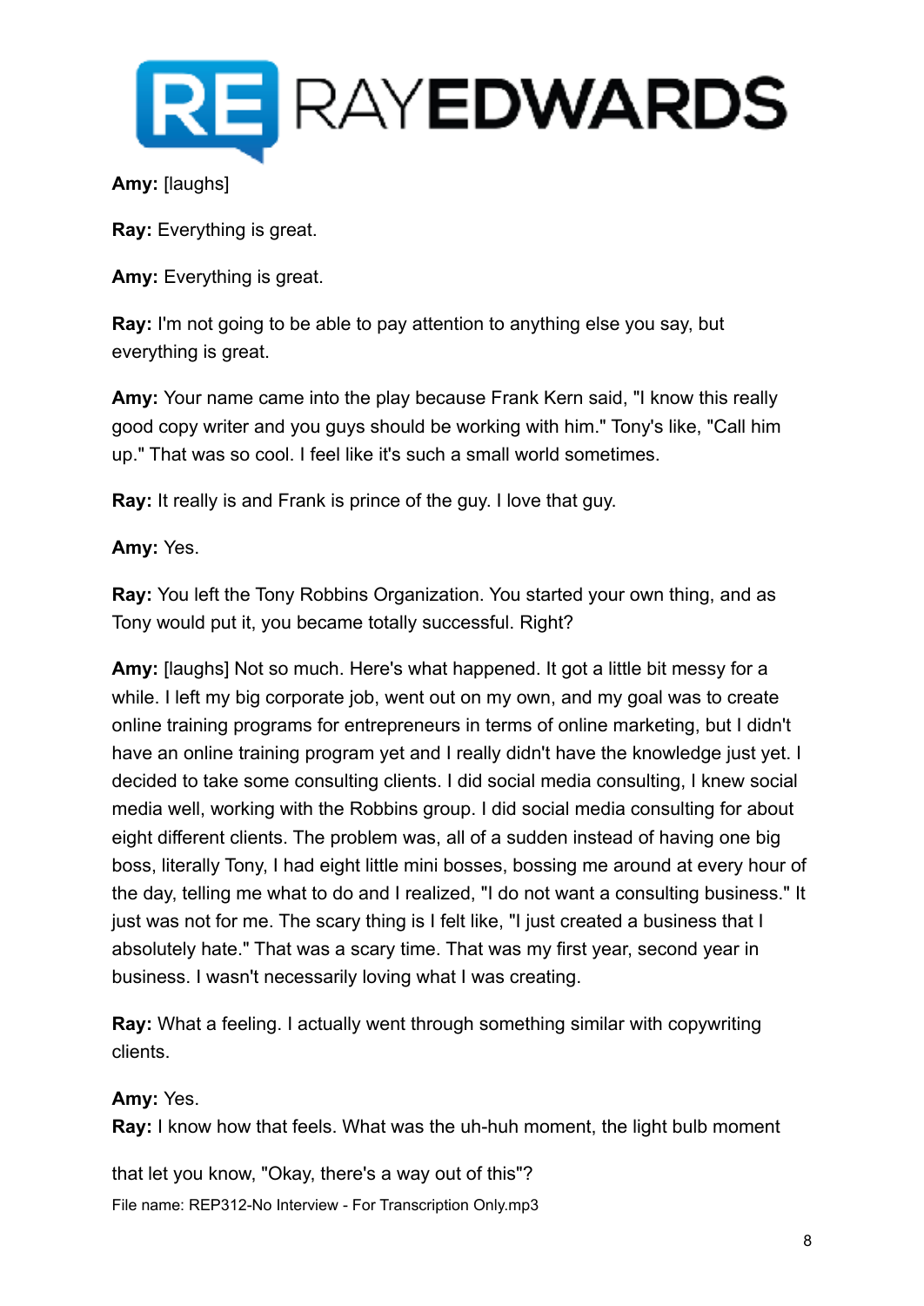**Amy:** [laughs]

**Ray:** Everything is great.

**Amy:** Everything is great.

**Ray:** I'm not going to be able to pay attention to anything else you say, but everything is great.

**Amy:** Your name came into the play because Frank Kern said, "I know this really good copy writer and you guys should be working with him." Tony's like, "Call him up." That was so cool. I feel like it's such a small world sometimes.

**Ray:** It really is and Frank is prince of the guy. I love that guy.

**Amy:** Yes.

**Ray:** You left the Tony Robbins Organization. You started your own thing, and as Tony would put it, you became totally successful. Right?

**Amy:** [laughs] Not so much. Here's what happened. It got a little bit messy for a while. I left my big corporate job, went out on my own, and my goal was to create online training programs for entrepreneurs in terms of online marketing, but I didn't have an online training program yet and I really didn't have the knowledge just yet. I decided to take some consulting clients. I did social media consulting, I knew social media well, working with the Robbins group. I did social media consulting for about eight different clients. The problem was, all of a sudden instead of having one big boss, literally Tony, I had eight little mini bosses, bossing me around at every hour of the day, telling me what to do and I realized, "I do not want a consulting business." It just was not for me. The scary thing is I felt like, "I just created a business that I absolutely hate." That was a scary time. That was my first year, second year in business. I wasn't necessarily loving what I was creating.

**Ray:** What a feeling. I actually went through something similar with copywriting clients.

**Amy:** Yes.

**Ray:** I know how that feels. What was the uh-huh moment, the light bulb moment that let you know, "Okay, there's a way out of this"?

File name: REP312-No Interview - For Transcription Only.mp3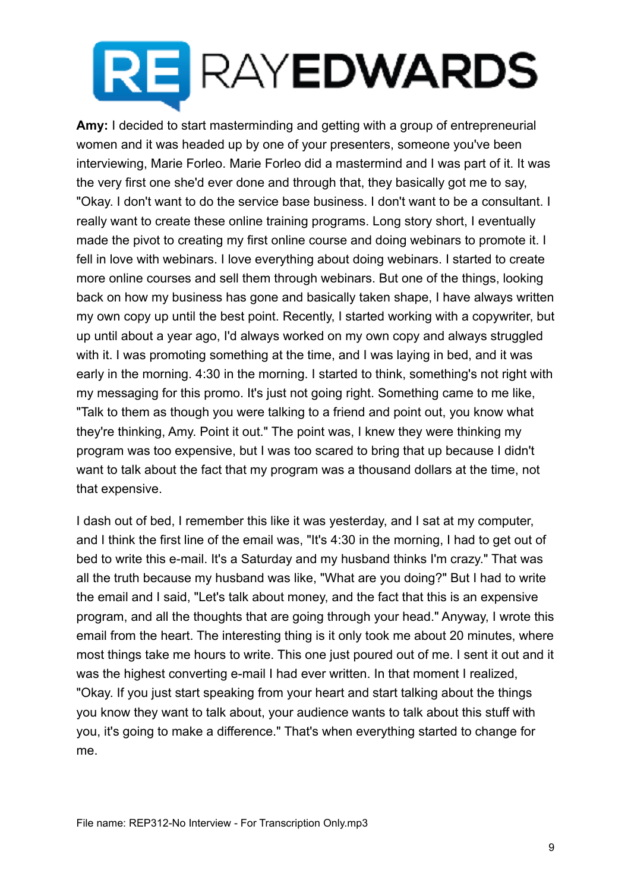**Amy:** I decided to start masterminding and getting with a group of entrepreneurial women and it was headed up by one of your presenters, someone you've been interviewing, Marie Forleo. Marie Forleo did a mastermind and I was part of it. It was the very first one she'd ever done and through that, they basically got me to say, "Okay. I don't want to do the service base business. I don't want to be a consultant. I really want to create these online training programs. Long story short, I eventually made the pivot to creating my first online course and doing webinars to promote it. I fell in love with webinars. I love everything about doing webinars. I started to create more online courses and sell them through webinars. But one of the things, looking back on how my business has gone and basically taken shape, I have always written my own copy up until the best point. Recently, I started working with a copywriter, but up until about a year ago, I'd always worked on my own copy and always struggled with it. I was promoting something at the time, and I was laying in bed, and it was early in the morning. 4:30 in the morning. I started to think, something's not right with my messaging for this promo. It's just not going right. Something came to me like, "Talk to them as though you were talking to a friend and point out, you know what they're thinking, Amy. Point it out." The point was, I knew they were thinking my program was too expensive, but I was too scared to bring that up because I didn't want to talk about the fact that my program was a thousand dollars at the time, not that expensive.

I dash out of bed, I remember this like it was yesterday, and I sat at my computer, and I think the first line of the email was, "It's 4:30 in the morning, I had to get out of bed to write this e-mail. It's a Saturday and my husband thinks I'm crazy." That was all the truth because my husband was like, "What are you doing?" But I had to write the email and I said, "Let's talk about money, and the fact that this is an expensive program, and all the thoughts that are going through your head." Anyway, I wrote this email from the heart. The interesting thing is it only took me about 20 minutes, where most things take me hours to write. This one just poured out of me. I sent it out and it was the highest converting e-mail I had ever written. In that moment I realized, "Okay. If you just start speaking from your heart and start talking about the things you know they want to talk about, your audience wants to talk about this stuff with you, it's going to make a difference." That's when everything started to change for me.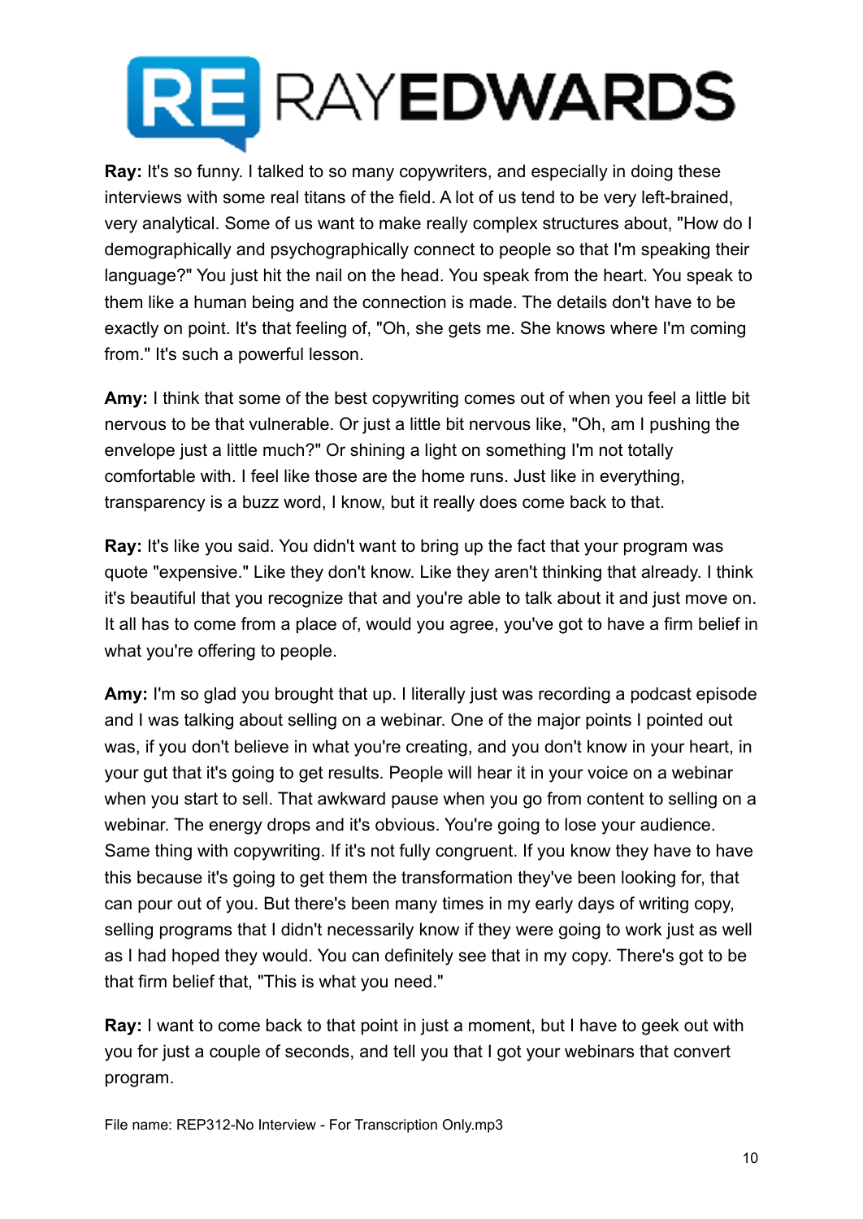**Ray:** It's so funny. I talked to so many copywriters, and especially in doing these interviews with some real titans of the field. A lot of us tend to be very left-brained, very analytical. Some of us want to make really complex structures about, "How do I demographically and psychographically connect to people so that I'm speaking their language?" You just hit the nail on the head. You speak from the heart. You speak to them like a human being and the connection is made. The details don't have to be exactly on point. It's that feeling of, "Oh, she gets me. She knows where I'm coming from." It's such a powerful lesson.

**Amy:** I think that some of the best copywriting comes out of when you feel a little bit nervous to be that vulnerable. Or just a little bit nervous like, "Oh, am I pushing the envelope just a little much?" Or shining a light on something I'm not totally comfortable with. I feel like those are the home runs. Just like in everything, transparency is a buzz word, I know, but it really does come back to that.

**Ray:** It's like you said. You didn't want to bring up the fact that your program was quote "expensive." Like they don't know. Like they aren't thinking that already. I think it's beautiful that you recognize that and you're able to talk about it and just move on. It all has to come from a place of, would you agree, you've got to have a firm belief in what you're offering to people.

**Amy:** I'm so glad you brought that up. I literally just was recording a podcast episode and I was talking about selling on a webinar. One of the major points I pointed out was, if you don't believe in what you're creating, and you don't know in your heart, in your gut that it's going to get results. People will hear it in your voice on a webinar when you start to sell. That awkward pause when you go from content to selling on a webinar. The energy drops and it's obvious. You're going to lose your audience. Same thing with copywriting. If it's not fully congruent. If you know they have to have this because it's going to get them the transformation they've been looking for, that can pour out of you. But there's been many times in my early days of writing copy, selling programs that I didn't necessarily know if they were going to work just as well as I had hoped they would. You can definitely see that in my copy. There's got to be that firm belief that, "This is what you need."

**Ray:** I want to come back to that point in just a moment, but I have to geek out with you for just a couple of seconds, and tell you that I got your webinars that convert program.

File name: REP312-No Interview - For Transcription Only.mp3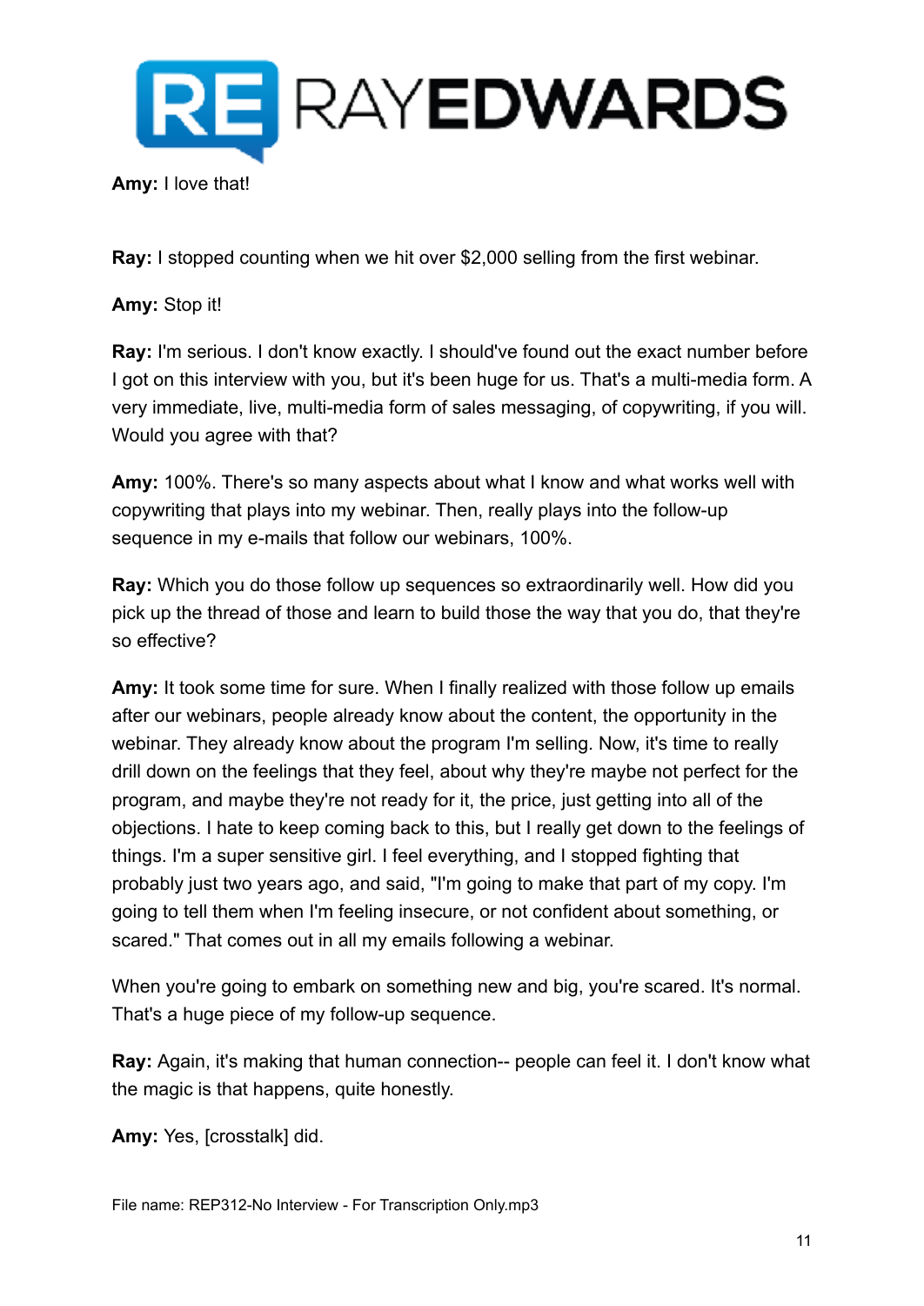**Amy:** I love that!

**Ray:** I stopped counting when we hit over $2,000 selling from the first webinar.

**Amy:** Stop it!

**Ray:** I'm serious. I don't know exactly. I should've found out the exact number before I got on this interview with you, but it's been huge for us. That's a multi-media form. A very immediate, live, multi-media form of sales messaging, of copywriting, if you will. Would you agree with that?

**Amy:** 100%. There's so many aspects about what I know and what works well with copywriting that plays into my webinar. Then, really plays into the follow-up sequence in my e-mails that follow our webinars, 100%.

**Ray:** Which you do those follow up sequences so extraordinarily well. How did you pick up the thread of those and learn to build those the way that you do, that they're so effective?

**Amy:** It took some time for sure. When I finally realized with those follow up emails after our webinars, people already know about the content, the opportunity in the webinar. They already know about the program I'm selling. Now, it's time to really drill down on the feelings that they feel, about why they're maybe not perfect for the program, and maybe they're not ready for it, the price, just getting into all of the objections. I hate to keep coming back to this, but I really get down to the feelings of things. I'm a super sensitive girl. I feel everything, and I stopped fighting that probably just two years ago, and said, "I'm going to make that part of my copy. I'm going to tell them when I'm feeling insecure, or not confident about something, or scared." That comes out in all my emails following a webinar.

When you're going to embark on something new and big, you're scared. It's normal. That's a huge piece of my follow-up sequence.

**Ray:** Again, it's making that human connection-- people can feel it. I don't know what the magic is that happens, quite honestly.

**Amy:** Yes, [crosstalk] did.

File name: REP312-No Interview - For Transcription Only.mp3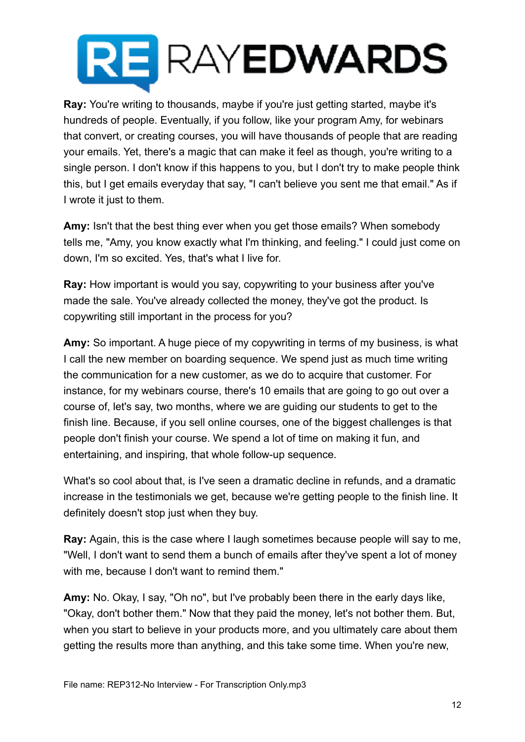**Ray:** You're writing to thousands, maybe if you're just getting started, maybe it's hundreds of people. Eventually, if you follow, like your program Amy, for webinars that convert, or creating courses, you will have thousands of people that are reading your emails. Yet, there's a magic that can make it feel as though, you're writing to a single person. I don't know if this happens to you, but I don't try to make people think this, but I get emails everyday that say, "I can't believe you sent me that email." As if I wrote it just to them.

**Amy:** Isn't that the best thing ever when you get those emails? When somebody tells me, "Amy, you know exactly what I'm thinking, and feeling." I could just come on down, I'm so excited. Yes, that's what I live for.

**Ray:** How important is would you say, copywriting to your business after you've made the sale. You've already collected the money, they've got the product. Is copywriting still important in the process for you?

**Amy:** So important. A huge piece of my copywriting in terms of my business, is what I call the new member on boarding sequence. We spend just as much time writing the communication for a new customer, as we do to acquire that customer. For instance, for my webinars course, there's 10 emails that are going to go out over a course of, let's say, two months, where we are guiding our students to get to the finish line. Because, if you sell online courses, one of the biggest challenges is that people don't finish your course. We spend a lot of time on making it fun, and entertaining, and inspiring, that whole follow-up sequence.

What's so cool about that, is I've seen a dramatic decline in refunds, and a dramatic increase in the testimonials we get, because we're getting people to the finish line. It definitely doesn't stop just when they buy.

**Ray:** Again, this is the case where I laugh sometimes because people will say to me, "Well, I don't want to send them a bunch of emails after they've spent a lot of money with me, because I don't want to remind them."

**Amy:** No. Okay, I say, "Oh no", but I've probably been there in the early days like, "Okay, don't bother them." Now that they paid the money, let's not bother them. But, when you start to believe in your products more, and you ultimately care about them getting the results more than anything, and this take some time. When you're new,

File name: REP312-No Interview - For Transcription Only.mp3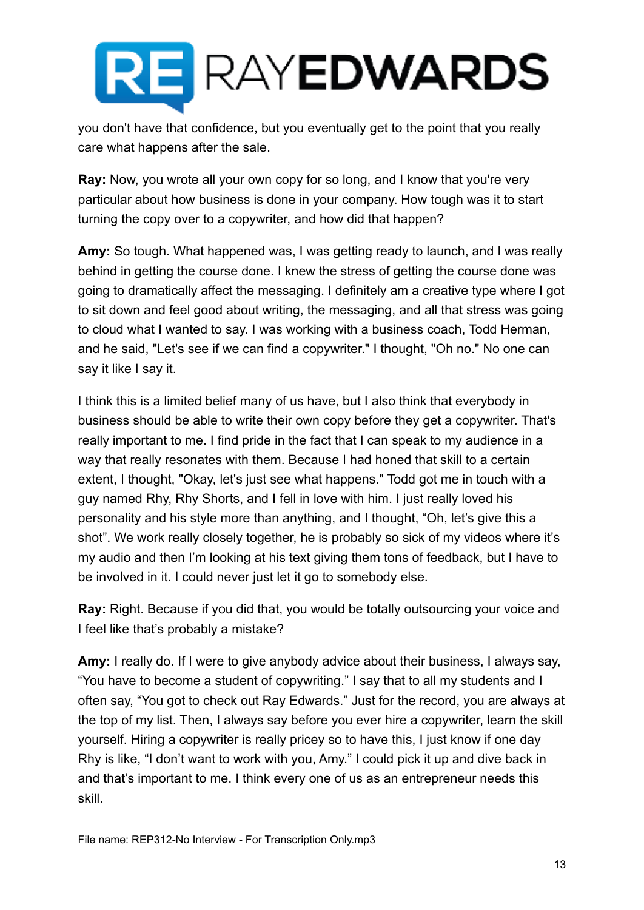you don't have that confidence, but you eventually get to the point that you really care what happens after the sale.

**Ray:** Now, you wrote all your own copy for so long, and I know that you're very particular about how business is done in your company. How tough was it to start turning the copy over to a copywriter, and how did that happen?

**Amy:** So tough. What happened was, I was getting ready to launch, and I was really behind in getting the course done. I knew the stress of getting the course done was going to dramatically affect the messaging. I definitely am a creative type where I got to sit down and feel good about writing, the messaging, and all that stress was going to cloud what I wanted to say. I was working with a business coach, Todd Herman, and he said, "Let's see if we can find a copywriter." I thought, "Oh no." No one can say it like I say it.

I think this is a limited belief many of us have, but I also think that everybody in business should be able to write their own copy before they get a copywriter. That's really important to me. I find pride in the fact that I can speak to my audience in a way that really resonates with them. Because I had honed that skill to a certain extent, I thought, "Okay, let's just see what happens." Todd got me in touch with a guy named Rhy, Rhy Shorts, and I fell in love with him. I just really loved his personality and his style more than anything, and I thought, "Oh, let's give this a shot". We work really closely together, he is probably so sick of my videos where it's my audio and then I'm looking at his text giving them tons of feedback, but I have to be involved in it. I could never just let it go to somebody else.

**Ray:** Right. Because if you did that, you would be totally outsourcing your voice and I feel like that's probably a mistake?

**Amy:** I really do. If I were to give anybody advice about their business, I always say, "You have to become a student of copywriting." I say that to all my students and I often say, "You got to check out Ray Edwards." Just for the record, you are always at the top of my list. Then, I always say before you ever hire a copywriter, learn the skill yourself. Hiring a copywriter is really pricey so to have this, I just know if one day Rhy is like, "I don't want to work with you, Amy." I could pick it up and dive back in and that's important to me. I think every one of us as an entrepreneur needs this skill.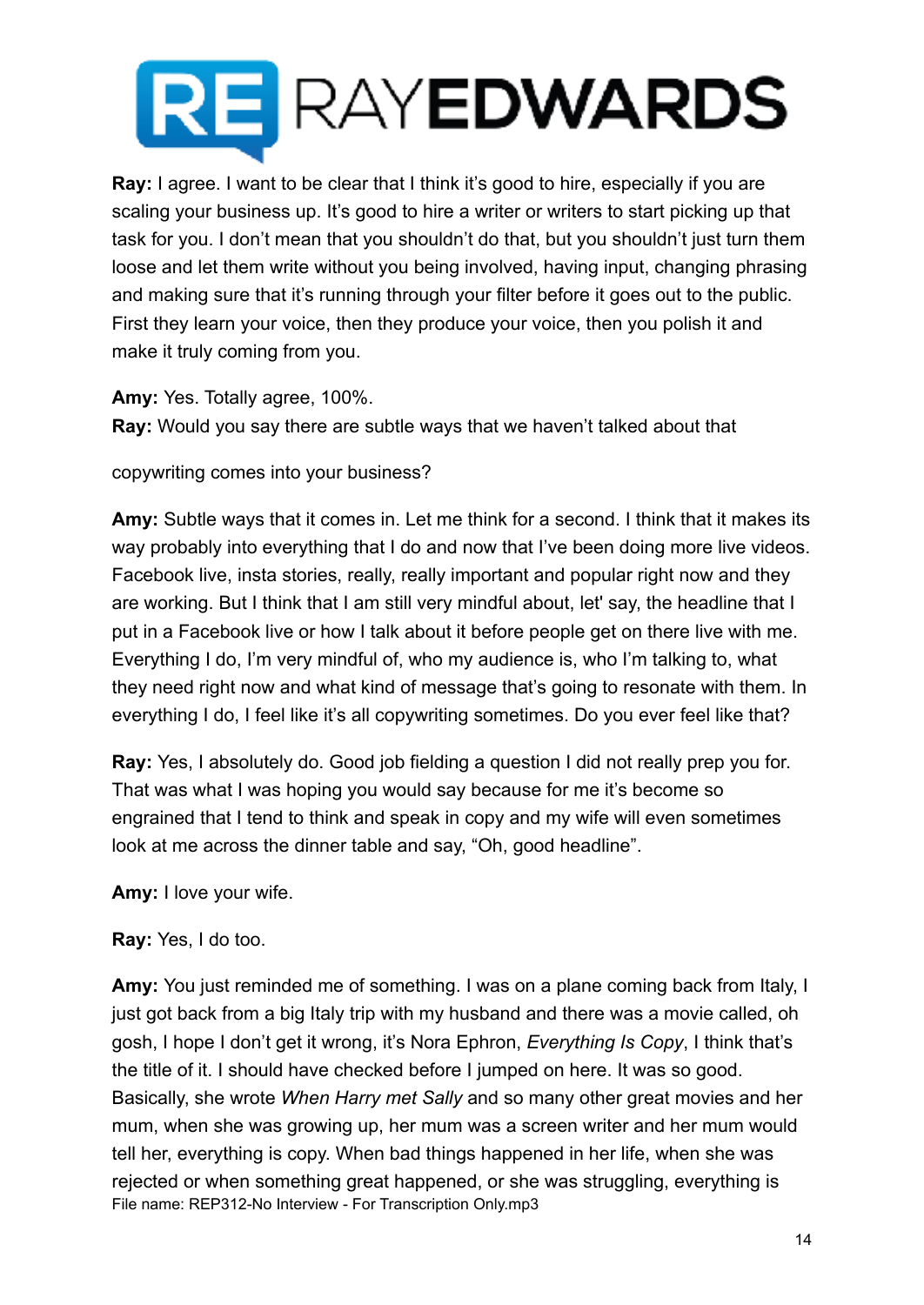**Ray:** I agree. I want to be clear that I think it's good to hire, especially if you are scaling your business up. It's good to hire a writer or writers to start picking up that task for you. I don't mean that you shouldn't do that, but you shouldn't just turn them loose and let them write without you being involved, having input, changing phrasing and making sure that it's running through your filter before it goes out to the public. First they learn your voice, then they produce your voice, then you polish it and make it truly coming from you.

**Amy:** Yes. Totally agree, 100%.

**Ray:** Would you say there are subtle ways that we haven't talked about that

copywriting comes into your business?

**Amy:** Subtle ways that it comes in. Let me think for a second. I think that it makes its way probably into everything that I do and now that I've been doing more live videos. Facebook live, insta stories, really, really important and popular right now and they are working. But I think that I am still very mindful about, let' say, the headline that I put in a Facebook live or how I talk about it before people get on there live with me. Everything I do, I'm very mindful of, who my audience is, who I'm talking to, what they need right now and what kind of message that's going to resonate with them. In everything I do, I feel like it's all copywriting sometimes. Do you ever feel like that?

**Ray:** Yes, I absolutely do. Good job fielding a question I did not really prep you for. That was what I was hoping you would say because for me it's become so engrained that I tend to think and speak in copy and my wife will even sometimes look at me across the dinner table and say, "Oh, good headline".

**Amy:** I love your wife.

**Ray:** Yes, I do too.

**Amy:** You just reminded me of something. I was on a plane coming back from Italy, I just got back from a big Italy trip with my husband and there was a movie called, oh gosh, I hope I don't get it wrong, it's Nora Ephron, *Everything Is Copy*, I think that's the title of it. I should have checked before I jumped on here. It was so good. Basically, she wrote *When Harry met Sally* and so many other great movies and her mum, when she was growing up, her mum was a screen writer and her mum would tell her, everything is copy. When bad things happened in her life, when she was rejected or when something great happened, or she was struggling, everything is

File name: REP312-No Interview - For Transcription Only.mp3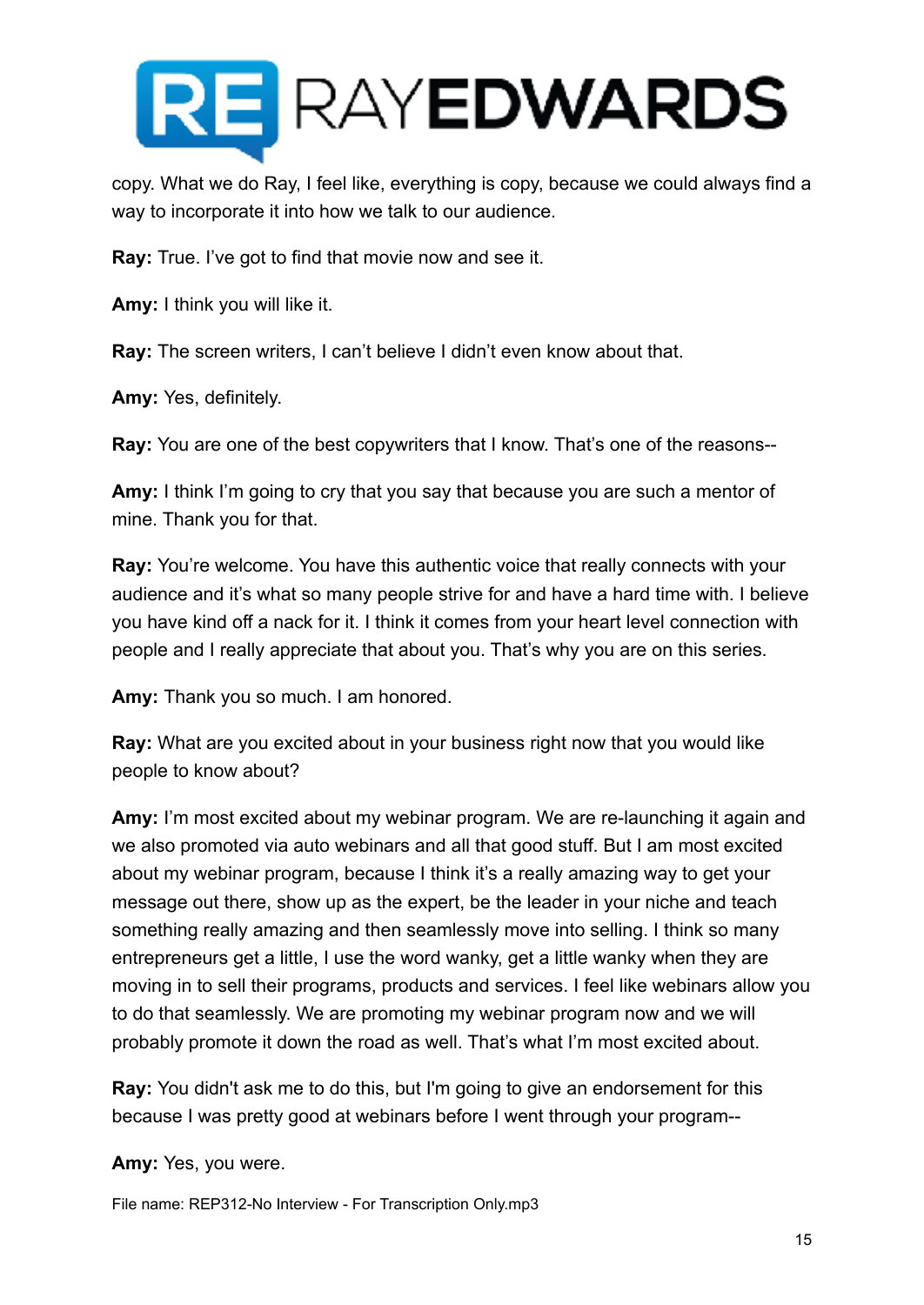copy. What we do Ray, I feel like, everything is copy, because we could always find a way to incorporate it into how we talk to our audience.

**Ray:** True. I've got to find that movie now and see it.

**Amy:** I think you will like it.

**Ray:** The screen writers, I can't believe I didn't even know about that.

**Amy:** Yes, definitely.

**Ray:** You are one of the best copywriters that I know. That's one of the reasons--

**Amy:** I think I'm going to cry that you say that because you are such a mentor of mine. Thank you for that.

**Ray:** You're welcome. You have this authentic voice that really connects with your audience and it's what so many people strive for and have a hard time with. I believe you have kind off a nack for it. I think it comes from your heart level connection with people and I really appreciate that about you. That's why you are on this series.

**Amy:** Thank you so much. I am honored.

**Ray:** What are you excited about in your business right now that you would like people to know about?

**Amy:** I'm most excited about my webinar program. We are re-launching it again and we also promoted via auto webinars and all that good stuff. But I am most excited about my webinar program, because I think it's a really amazing way to get your message out there, show up as the expert, be the leader in your niche and teach something really amazing and then seamlessly move into selling. I think so many entrepreneurs get a little, I use the word wanky, get a little wanky when they are moving in to sell their programs, products and services. I feel like webinars allow you to do that seamlessly. We are promoting my webinar program now and we will probably promote it down the road as well. That's what I'm most excited about.

**Ray:** You didn't ask me to do this, but I'm going to give an endorsement for this because I was pretty good at webinars before I went through your program--

**Amy:** Yes, you were.

File name: REP312-No Interview - For Transcription Only.mp3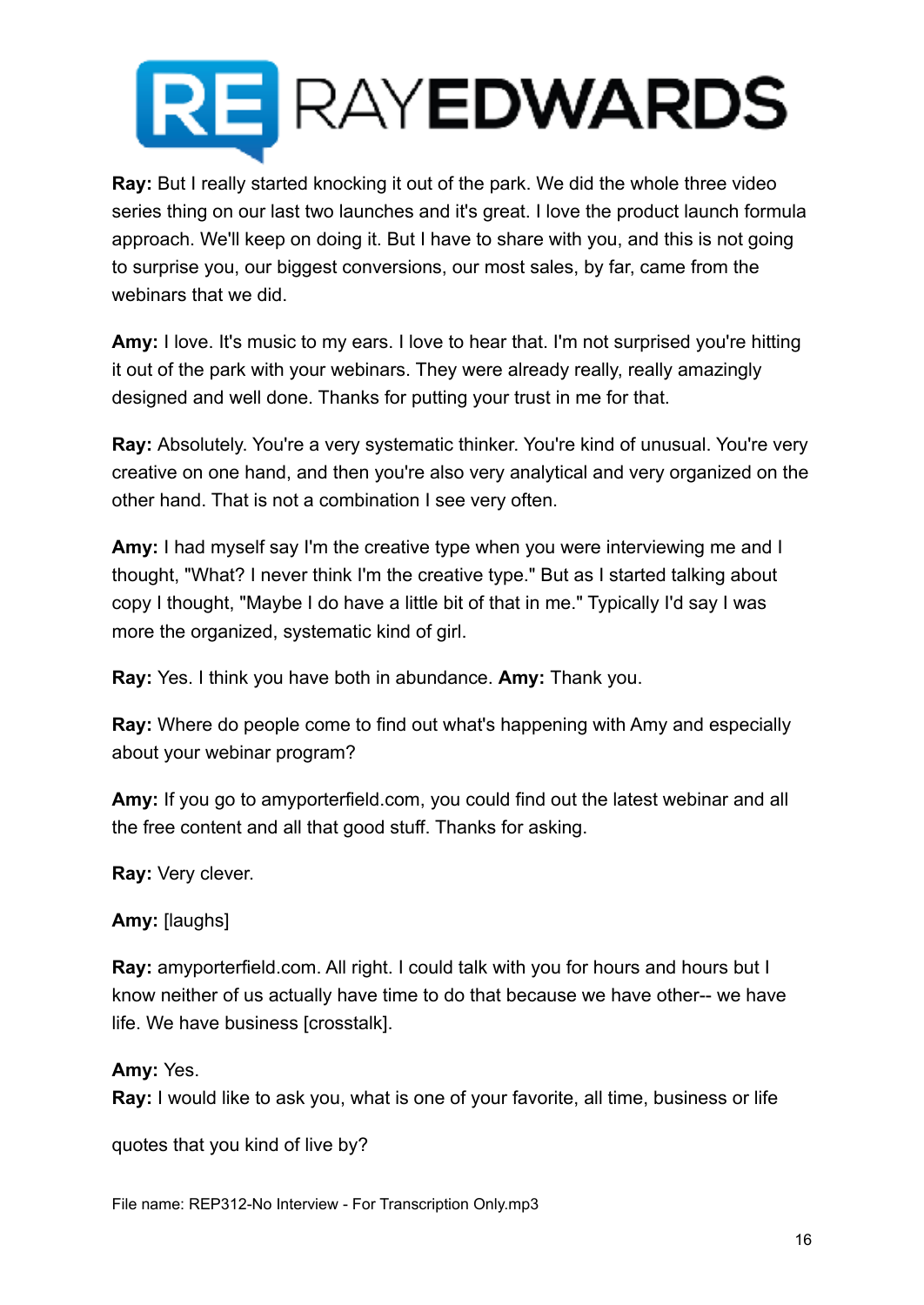**Ray:** But I really started knocking it out of the park. We did the whole three video series thing on our last two launches and it's great. I love the product launch formula approach. We'll keep on doing it. But I have to share with you, and this is not going to surprise you, our biggest conversions, our most sales, by far, came from the webinars that we did.

**Amy:** I love. It's music to my ears. I love to hear that. I'm not surprised you're hitting it out of the park with your webinars. They were already really, really amazingly designed and well done. Thanks for putting your trust in me for that.

**Ray:** Absolutely. You're a very systematic thinker. You're kind of unusual. You're very creative on one hand, and then you're also very analytical and very organized on the other hand. That is not a combination I see very often.

**Amy:** I had myself say I'm the creative type when you were interviewing me and I thought, "What? I never think I'm the creative type." But as I started talking about copy I thought, "Maybe I do have a little bit of that in me." Typically I'd say I was more the organized, systematic kind of girl.

**Ray:** Yes. I think you have both in abundance. **Amy:** Thank you.

**Ray:** Where do people come to find out what's happening with Amy and especially about your webinar program?

**Amy:** If you go to amyporterfield.com, you could find out the latest webinar and all the free content and all that good stuff. Thanks for asking.

**Ray:** Very clever.

**Amy:** [laughs]

**Ray:** amyporterfield.com. All right. I could talk with you for hours and hours but I know neither of us actually have time to do that because we have other-- we have life. We have business [crosstalk].

**Amy:** Yes.
**Ray:** I would like to ask you, what is one of your favorite, all time, business or life quotes that you kind of live by?

File name: REP312-No Interview - For Transcription Only.mp3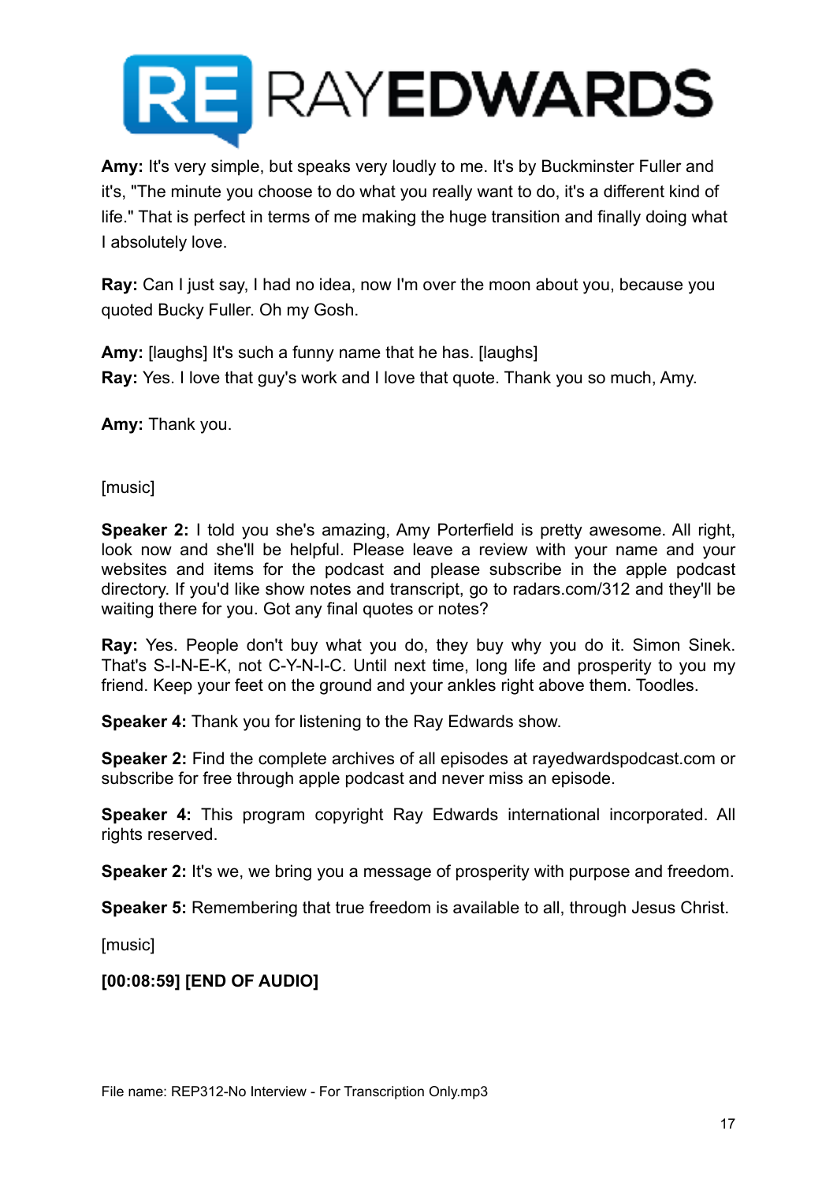**Amy:** It's very simple, but speaks very loudly to me. It's by Buckminster Fuller and it's, "The minute you choose to do what you really want to do, it's a different kind of life." That is perfect in terms of me making the huge transition and finally doing what I absolutely love.

**Ray:** Can I just say, I had no idea, now I'm over the moon about you, because you quoted Bucky Fuller. Oh my Gosh.

**Amy:** [laughs] It's such a funny name that he has. [laughs]
**Ray:** Yes. I love that guy's work and I love that quote. Thank you so much, Amy.

**Amy:** Thank you.

[music]

**Speaker 2:** I told you she's amazing, Amy Porterfield is pretty awesome. All right, look now and she'll be helpful. Please leave a review with your name and your websites and items for the podcast and please subscribe in the apple podcast directory. If you'd like show notes and transcript, go to radars.com/312 and they'll be waiting there for you. Got any final quotes or notes?

**Ray:** Yes. People don't buy what you do, they buy why you do it. Simon Sinek. That's S-I-N-E-K, not C-Y-N-I-C. Until next time, long life and prosperity to you my friend. Keep your feet on the ground and your ankles right above them. Toodles.

**Speaker 4:** Thank you for listening to the Ray Edwards show.

**Speaker 2:** Find the complete archives of all episodes at rayedwardspodcast.com or subscribe for free through apple podcast and never miss an episode.

**Speaker 4:** This program copyright Ray Edwards international incorporated. All rights reserved.

**Speaker 2:** It's we, we bring you a message of prosperity with purpose and freedom.

**Speaker 5:** Remembering that true freedom is available to all, through Jesus Christ.

[music]

**[00:08:59] [END OF AUDIO]**

File name: REP312-No Interview - For Transcription Only.mp3